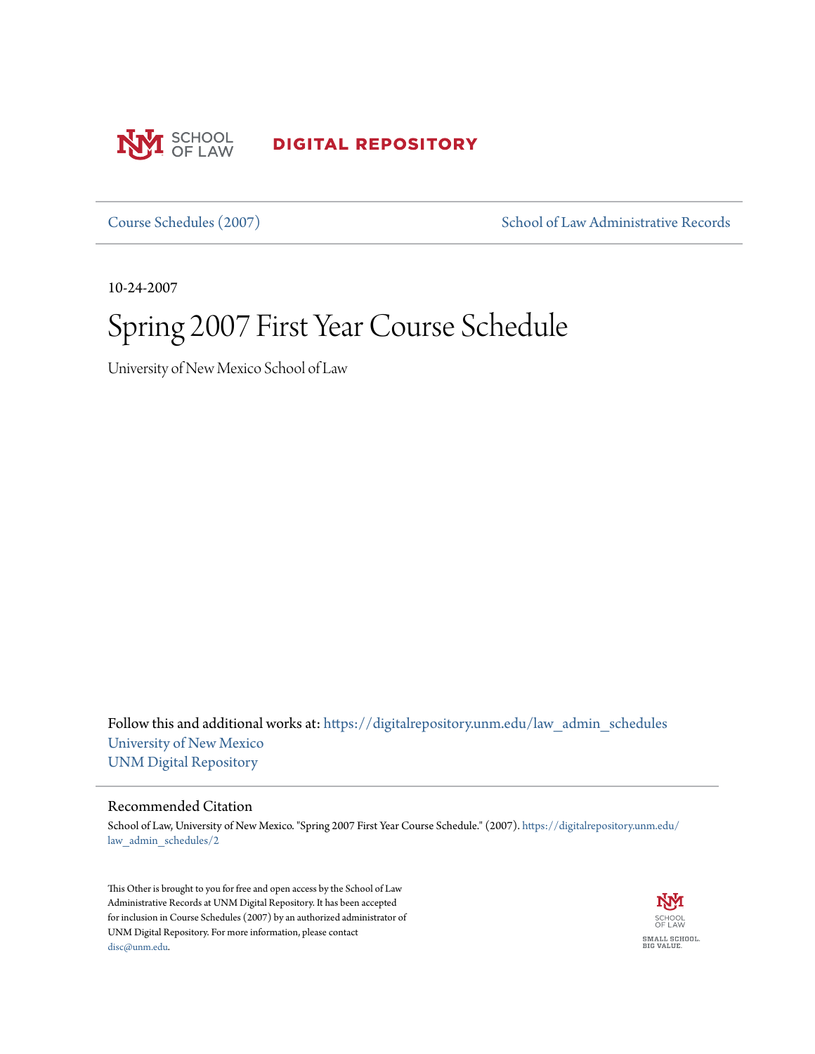SCHOOL OF LAW **DIGITAL REPOSITORY**

Course Schedules (2007) | School of Law Administrative Records

10-24-2007

# Spring 2007 First Year Course Schedule

University of New Mexico School of Law

Follow this and additional works at: https://digitalrepository.unm.edu/law_admin_schedules
University of New Mexico
UNM Digital Repository

## Recommended Citation

School of Law, University of New Mexico. "Spring 2007 First Year Course Schedule." (2007). https://digitalrepository.unm.edu/law_admin_schedules/2

This Other is brought to you for free and open access by the School of Law Administrative Records at UNM Digital Repository. It has been accepted for inclusion in Course Schedules (2007) by an authorized administrator of UNM Digital Repository. For more information, please contact disc@unm.edu.

SCHOOL OF LAW
SMALL SCHOOL. BIG VALUE.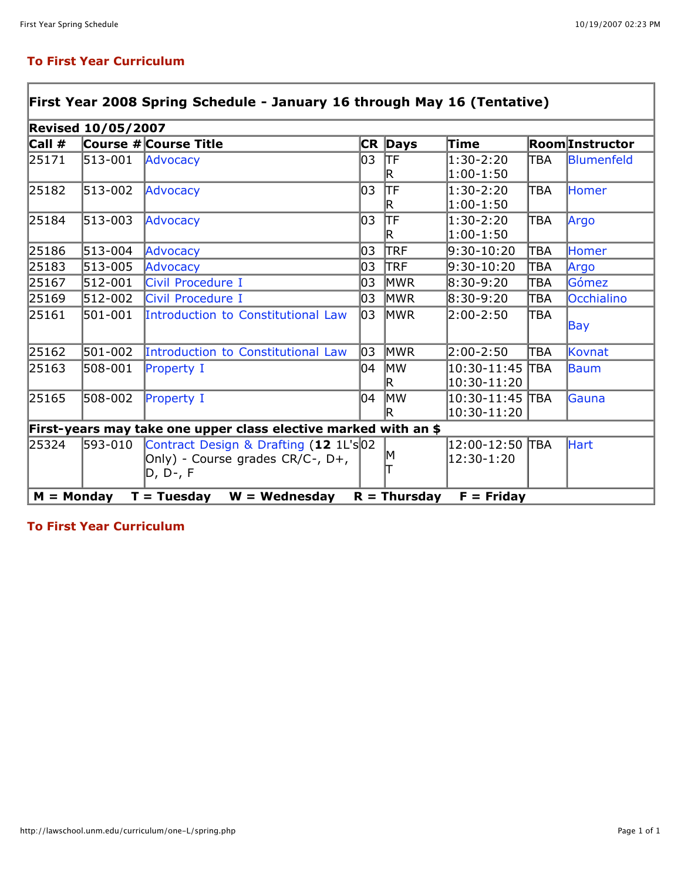To First Year Curriculum

**First Year 2008 Spring Schedule - January 16 through May 16 (Tentative)**

**Revised 10/05/2007**

| Call # | Course # | Course Title | CR | Days | Time | Room | Instructor |
|---|---|---|---|---|---|---|---|
| 25171 | 513-001 | Advocacy | 03 | TF<br>R | 1:30-2:20<br>1:00-1:50 | TBA | Blumenfeld |
| 25182 | 513-002 | Advocacy | 03 | TF<br>R | 1:30-2:20<br>1:00-1:50 | TBA | Homer |
| 25184 | 513-003 | Advocacy | 03 | TF<br>R | 1:30-2:20<br>1:00-1:50 | TBA | Argo |
| 25186 | 513-004 | Advocacy | 03 | TRF | 9:30-10:20 | TBA | Homer |
| 25183 | 513-005 | Advocacy | 03 | TRF | 9:30-10:20 | TBA | Argo |
| 25167 | 512-001 | Civil Procedure I | 03 | MWR | 8:30-9:20 | TBA | Gómez |
| 25169 | 512-002 | Civil Procedure I | 03 | MWR | 8:30-9:20 | TBA | Occhialino |
| 25161 | 501-001 | Introduction to Constitutional Law | 03 | MWR | 2:00-2:50 | TBA | Bay |
| 25162 | 501-002 | Introduction to Constitutional Law | 03 | MWR | 2:00-2:50 | TBA | Kovnat |
| 25163 | 508-001 | Property I | 04 | MW<br>R | 10:30-11:45<br>10:30-11:20 | TBA | Baum |
| 25165 | 508-002 | Property I | 04 | MW<br>R | 10:30-11:45<br>10:30-11:20 | TBA | Gauna |
| **First-years may take one upper class elective marked with an $** | | | | | | | |
| 25324 | 593-010 | Contract Design & Drafting (**12** 1L's Only) - Course grades CR/C-, D+, D, D-, F | 02 | M<br>T | 12:00-12:50<br>12:30-1:20 | TBA | Hart |
| **M = Monday T = Tuesday W = Wednesday R = Thursday F = Friday** | | | | | | | |

To First Year Curriculum